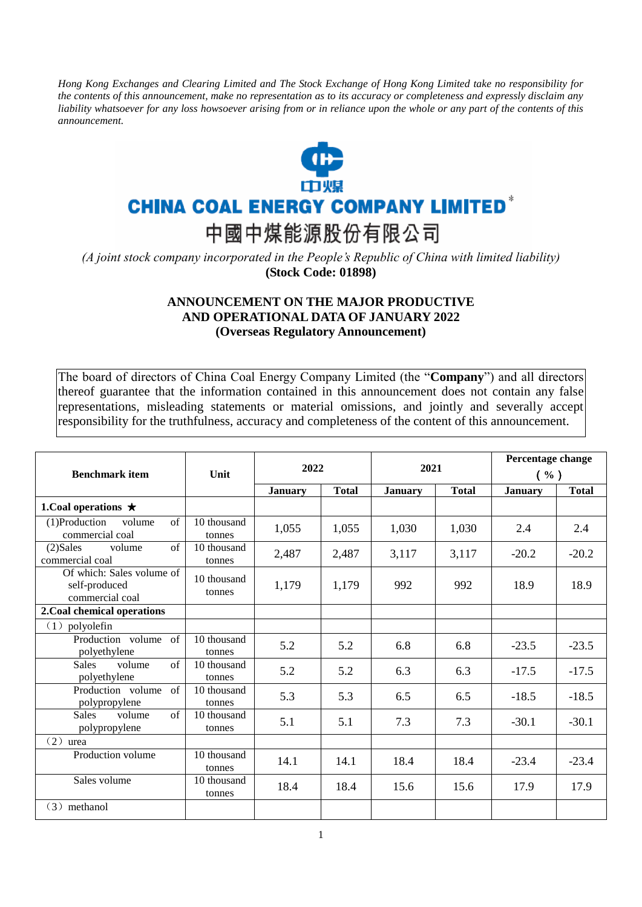*Hong Kong Exchanges and Clearing Limited and The Stock Exchange of Hong Kong Limited take no responsibility for the contents of this announcement, make no representation as to its accuracy or completeness and expressly disclaim any liability whatsoever for any loss howsoever arising from or in reliance upon the whole or any part of the contents of this announcement.*

# CHINA COAL ENERGY COMPANY LIMITED*

# 中國中煤能源股份有限公司

*(A joint stock company incorporated in the People's Republic of China with limited liability)*

**(Stock Code: 01898)**

## ANNOUNCEMENT ON THE MAJOR PRODUCTIVE AND OPERATIONAL DATA OF JANUARY 2022 (Overseas Regulatory Announcement)

The board of directors of China Coal Energy Company Limited (the "**Company**") and all directors thereof guarantee that the information contained in this announcement does not contain any false representations, misleading statements or material omissions, and jointly and severally accept responsibility for the truthfulness, accuracy and completeness of the content of this announcement.

| Benchmark item | Unit | 2022 | | 2021 | | Percentage change (%) | |
|---|---|---|---|---|---|---|---|
| | | January | Total | January | Total | January | Total |
| **1.Coal operations ★** | | | | | | | |
| (1)Production volume of commercial coal | 10 thousand tonnes | 1,055 | 1,055 | 1,030 | 1,030 | 2.4 | 2.4 |
| (2)Sales volume of commercial coal | 10 thousand tonnes | 2,487 | 2,487 | 3,117 | 3,117 | -20.2 | -20.2 |
| Of which: Sales volume of self-produced commercial coal | 10 thousand tonnes | 1,179 | 1,179 | 992 | 992 | 18.9 | 18.9 |
| **2.Coal chemical operations** | | | | | | | |
| （1）polyolefin | | | | | | | |
| Production volume of polyethylene | 10 thousand tonnes | 5.2 | 5.2 | 6.8 | 6.8 | -23.5 | -23.5 |
| Sales volume of polyethylene | 10 thousand tonnes | 5.2 | 5.2 | 6.3 | 6.3 | -17.5 | -17.5 |
| Production volume of polypropylene | 10 thousand tonnes | 5.3 | 5.3 | 6.5 | 6.5 | -18.5 | -18.5 |
| Sales volume of polypropylene | 10 thousand tonnes | 5.1 | 5.1 | 7.3 | 7.3 | -30.1 | -30.1 |
| （2）urea | | | | | | | |
| Production volume | 10 thousand tonnes | 14.1 | 14.1 | 18.4 | 18.4 | -23.4 | -23.4 |
| Sales volume | 10 thousand tonnes | 18.4 | 18.4 | 15.6 | 15.6 | 17.9 | 17.9 |
| （3）methanol | | | | | | | |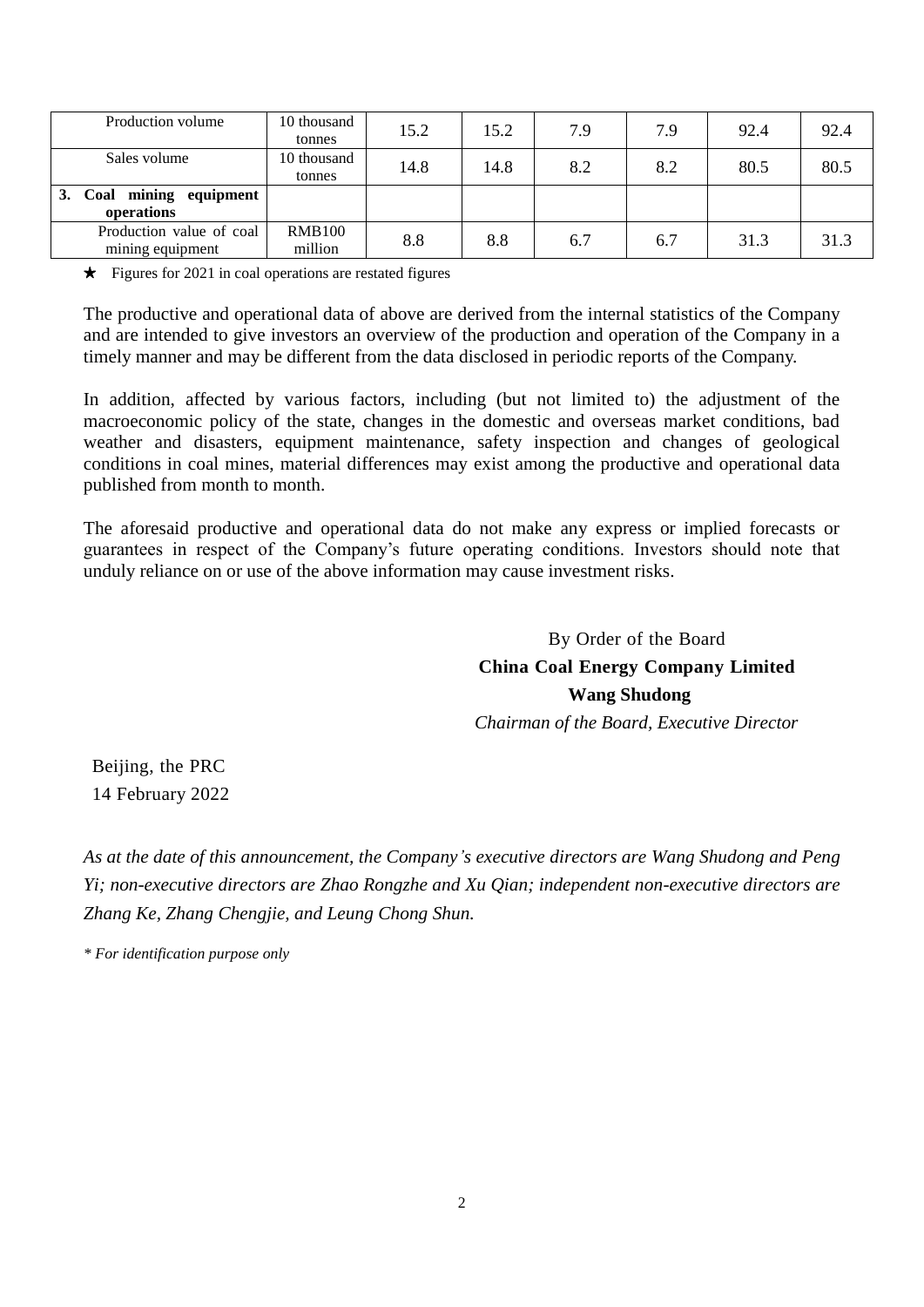| | | | | | | | |
|---|---|---|---|---|---|---|---|
| Production volume | 10 thousand tonnes | 15.2 | 15.2 | 7.9 | 7.9 | 92.4 | 92.4 |
| Sales volume | 10 thousand tonnes | 14.8 | 14.8 | 8.2 | 8.2 | 80.5 | 80.5 |
| **3. Coal mining equipment operations** | | | | | | | |
| Production value of coal mining equipment | RMB100 million | 8.8 | 8.8 | 6.7 | 6.7 | 31.3 | 31.3 |

★ Figures for 2021 in coal operations are restated figures

The productive and operational data of above are derived from the internal statistics of the Company and are intended to give investors an overview of the production and operation of the Company in a timely manner and may be different from the data disclosed in periodic reports of the Company.

In addition, affected by various factors, including (but not limited to) the adjustment of the macroeconomic policy of the state, changes in the domestic and overseas market conditions, bad weather and disasters, equipment maintenance, safety inspection and changes of geological conditions in coal mines, material differences may exist among the productive and operational data published from month to month.

The aforesaid productive and operational data do not make any express or implied forecasts or guarantees in respect of the Company's future operating conditions. Investors should note that unduly reliance on or use of the above information may cause investment risks.

By Order of the Board
**China Coal Energy Company Limited**
**Wang Shudong**
*Chairman of the Board, Executive Director*

Beijing, the PRC
14 February 2022

*As at the date of this announcement, the Company's executive directors are Wang Shudong and Peng Yi; non-executive directors are Zhao Rongzhe and Xu Qian; independent non-executive directors are Zhang Ke, Zhang Chengjie, and Leung Chong Shun.*

*\* For identification purpose only*